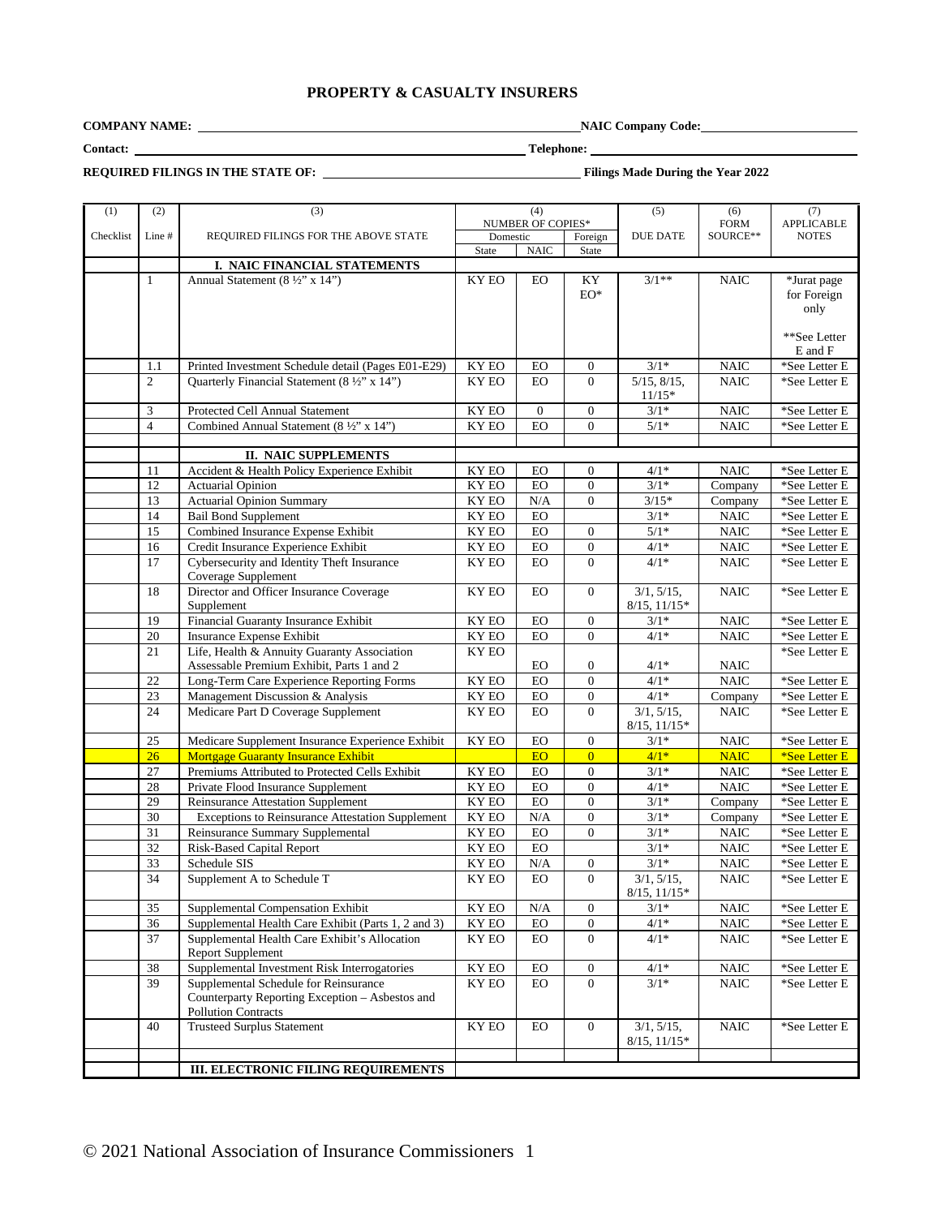# PROPERTY & CASUALTY INSURERS

**COMPANY NAME:** ______________________________ **NAIC Company Code:** ______________

**Contact:** ______________________________ **Telephone:** ______________________________

**REQUIRED FILINGS IN THE STATE OF:** ______________________ **Filings Made During the Year 2022**

| (1) Checklist | (2) Line # | (3) REQUIRED FILINGS FOR THE ABOVE STATE | (4) NUMBER OF COPIES* Domestic State | NAIC | Foreign State | (5) DUE DATE | (6) FORM SOURCE** | (7) APPLICABLE NOTES |
|---|---|---|---|---|---|---|---|---|
| | | **I. NAIC FINANCIAL STATEMENTS** | | | | | | |
| | 1 | Annual Statement (8 ½" x 14") | KY EO | EO | KY EO* | 3/1** | NAIC | *Jurat page for Foreign only<br><br>**See Letter E and F |
| | 1.1 | Printed Investment Schedule detail (Pages E01-E29) | KY EO | EO | 0 | 3/1* | NAIC | *See Letter E |
| | 2 | Quarterly Financial Statement (8 ½" x 14") | KY EO | EO | 0 | 5/15, 8/15, 11/15* | NAIC | *See Letter E |
| | 3 | Protected Cell Annual Statement | KY EO | 0 | 0 | 3/1* | NAIC | *See Letter E |
| | 4 | Combined Annual Statement (8 ½" x 14") | KY EO | EO | 0 | 5/1* | NAIC | *See Letter E |
| | | | | | | | | |
| | | **II. NAIC SUPPLEMENTS** | | | | | | |
| | 11 | Accident & Health Policy Experience Exhibit | KY EO | EO | 0 | 4/1* | NAIC | *See Letter E |
| | 12 | Actuarial Opinion | KY EO | EO | 0 | 3/1* | Company | *See Letter E |
| | 13 | Actuarial Opinion Summary | KY EO | N/A | 0 | 3/15* | Company | *See Letter E |
| | 14 | Bail Bond Supplement | KY EO | EO | | 3/1* | NAIC | *See Letter E |
| | 15 | Combined Insurance Expense Exhibit | KY EO | EO | 0 | 5/1* | NAIC | *See Letter E |
| | 16 | Credit Insurance Experience Exhibit | KY EO | EO | 0 | 4/1* | NAIC | *See Letter E |
| | 17 | Cybersecurity and Identity Theft Insurance Coverage Supplement | KY EO | EO | 0 | 4/1* | NAIC | *See Letter E |
| | 18 | Director and Officer Insurance Coverage Supplement | KY EO | EO | 0 | 3/1, 5/15, 8/15, 11/15* | NAIC | *See Letter E |
| | 19 | Financial Guaranty Insurance Exhibit | KY EO | EO | 0 | 3/1* | NAIC | *See Letter E |
| | 20 | Insurance Expense Exhibit | KY EO | EO | 0 | 4/1* | NAIC | *See Letter E |
| | 21 | Life, Health & Annuity Guaranty Association Assessable Premium Exhibit, Parts 1 and 2 | KY EO | EO | 0 | 4/1* | NAIC | *See Letter E |
| | 22 | Long-Term Care Experience Reporting Forms | KY EO | EO | 0 | 4/1* | NAIC | *See Letter E |
| | 23 | Management Discussion & Analysis | KY EO | EO | 0 | 4/1* | Company | *See Letter E |
| | 24 | Medicare Part D Coverage Supplement | KY EO | EO | 0 | 3/1, 5/15, 8/15, 11/15* | NAIC | *See Letter E |
| | 25 | Medicare Supplement Insurance Experience Exhibit | KY EO | EO | 0 | 3/1* | NAIC | *See Letter E |
| | 26 | Mortgage Guaranty Insurance Exhibit | | EO | 0 | 4/1* | NAIC | *See Letter E |
| | 27 | Premiums Attributed to Protected Cells Exhibit | KY EO | EO | 0 | 3/1* | NAIC | *See Letter E |
| | 28 | Private Flood Insurance Supplement | KY EO | EO | 0 | 4/1* | NAIC | *See Letter E |
| | 29 | Reinsurance Attestation Supplement | KY EO | EO | 0 | 3/1* | Company | *See Letter E |
| | 30 | Exceptions to Reinsurance Attestation Supplement | KY EO | N/A | 0 | 3/1* | Company | *See Letter E |
| | 31 | Reinsurance Summary Supplemental | KY EO | EO | 0 | 3/1* | NAIC | *See Letter E |
| | 32 | Risk-Based Capital Report | KY EO | EO | | 3/1* | NAIC | *See Letter E |
| | 33 | Schedule SIS | KY EO | N/A | 0 | 3/1* | NAIC | *See Letter E |
| | 34 | Supplement A to Schedule T | KY EO | EO | 0 | 3/1, 5/15, 8/15, 11/15* | NAIC | *See Letter E |
| | 35 | Supplemental Compensation Exhibit | KY EO | N/A | 0 | 3/1* | NAIC | *See Letter E |
| | 36 | Supplemental Health Care Exhibit (Parts 1, 2 and 3) | KY EO | EO | 0 | 4/1* | NAIC | *See Letter E |
| | 37 | Supplemental Health Care Exhibit's Allocation Report Supplement | KY EO | EO | 0 | 4/1* | NAIC | *See Letter E |
| | 38 | Supplemental Investment Risk Interrogatories | KY EO | EO | 0 | 4/1* | NAIC | *See Letter E |
| | 39 | Supplemental Schedule for Reinsurance Counterparty Reporting Exception – Asbestos and Pollution Contracts | KY EO | EO | 0 | 3/1* | NAIC | *See Letter E |
| | 40 | Trusteed Surplus Statement | KY EO | EO | 0 | 3/1, 5/15, 8/15, 11/15* | NAIC | *See Letter E |
| | | | | | | | | |
| | | **III. ELECTRONIC FILING REQUIREMENTS** | | | | | | |

© 2021 National Association of Insurance Commissioners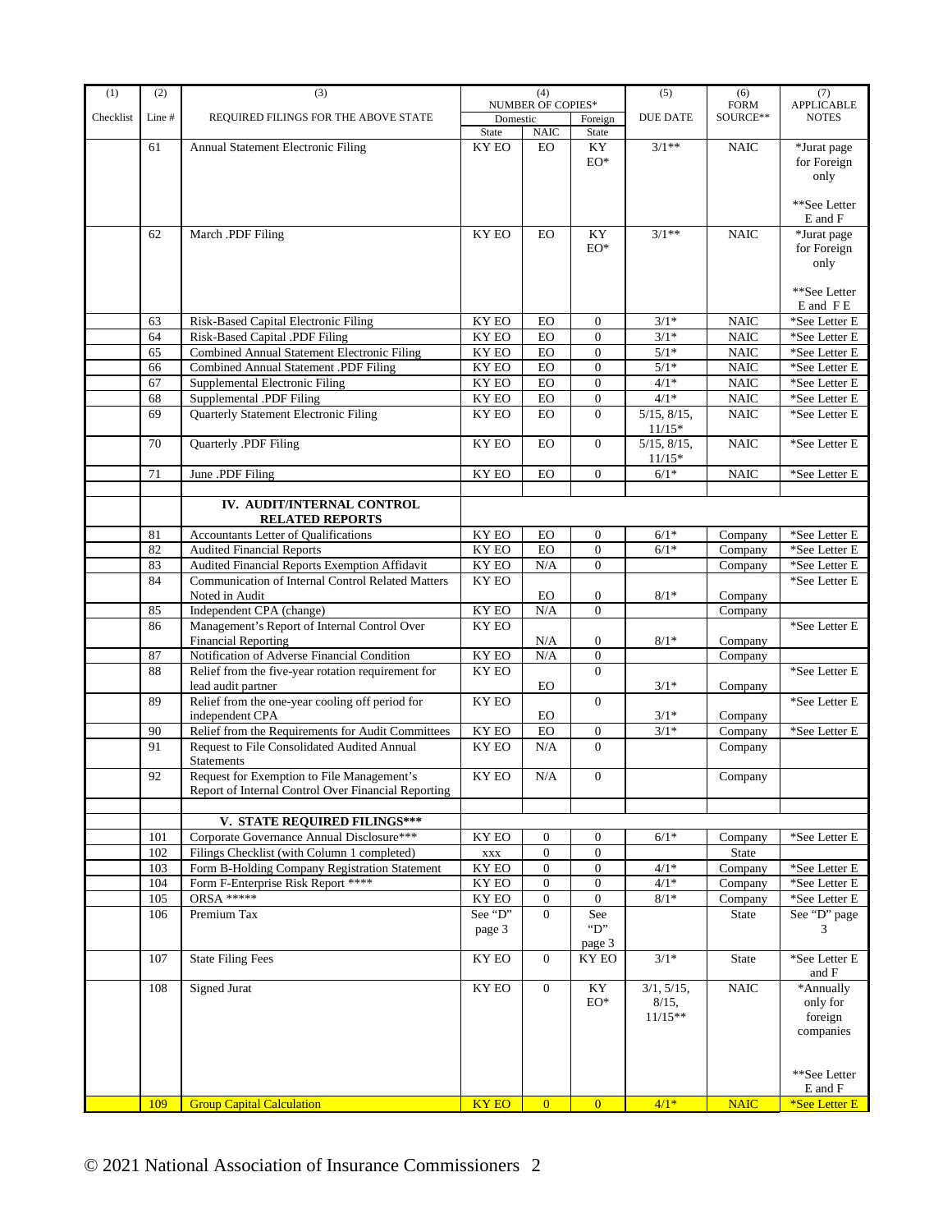| (1) Checklist | (2) Line # | (3) REQUIRED FILINGS FOR THE ABOVE STATE | (4) NUMBER OF COPIES* Domestic State | NAIC | Foreign State | (5) DUE DATE | (6) FORM SOURCE** | (7) APPLICABLE NOTES |
|---|---|---|---|---|---|---|---|---|
| | 61 | Annual Statement Electronic Filing | KY EO | EO | KY EO* | 3/1** | NAIC | *Jurat page for Foreign only<br><br>**See Letter E and F |
| | 62 | March .PDF Filing | KY EO | EO | KY EO* | 3/1** | NAIC | *Jurat page for Foreign only<br><br>**See Letter E and F E |
| | 63 | Risk-Based Capital Electronic Filing | KY EO | EO | 0 | 3/1* | NAIC | *See Letter E |
| | 64 | Risk-Based Capital .PDF Filing | KY EO | EO | 0 | 3/1* | NAIC | *See Letter E |
| | 65 | Combined Annual Statement Electronic Filing | KY EO | EO | 0 | 5/1* | NAIC | *See Letter E |
| | 66 | Combined Annual Statement .PDF Filing | KY EO | EO | 0 | 5/1* | NAIC | *See Letter E |
| | 67 | Supplemental Electronic Filing | KY EO | EO | 0 | 4/1* | NAIC | *See Letter E |
| | 68 | Supplemental .PDF Filing | KY EO | EO | 0 | 4/1* | NAIC | *See Letter E |
| | 69 | Quarterly Statement Electronic Filing | KY EO | EO | 0 | 5/15, 8/15, 11/15* | NAIC | *See Letter E |
| | 70 | Quarterly .PDF Filing | KY EO | EO | 0 | 5/15, 8/15, 11/15* | NAIC | *See Letter E |
| | 71 | June .PDF Filing | KY EO | EO | 0 | 6/1* | NAIC | *See Letter E |
| | | | | | | | | |
| | | **IV. AUDIT/INTERNAL CONTROL RELATED REPORTS** | | | | | | |
| | 81 | Accountants Letter of Qualifications | KY EO | EO | 0 | 6/1* | Company | *See Letter E |
| | 82 | Audited Financial Reports | KY EO | EO | 0 | 6/1* | Company | *See Letter E |
| | 83 | Audited Financial Reports Exemption Affidavit | KY EO | N/A | 0 | | Company | *See Letter E |
| | 84 | Communication of Internal Control Related Matters Noted in Audit | KY EO | EO | 0 | 8/1* | Company | *See Letter E |
| | 85 | Independent CPA (change) | KY EO | N/A | 0 | | Company | |
| | 86 | Management's Report of Internal Control Over Financial Reporting | KY EO | N/A | 0 | 8/1* | Company | *See Letter E |
| | 87 | Notification of Adverse Financial Condition | KY EO | N/A | 0 | | Company | |
| | 88 | Relief from the five-year rotation requirement for lead audit partner | KY EO | EO | 0 | 3/1* | Company | *See Letter E |
| | 89 | Relief from the one-year cooling off period for independent CPA | KY EO | EO | 0 | 3/1* | Company | *See Letter E |
| | 90 | Relief from the Requirements for Audit Committees | KY EO | EO | 0 | 3/1* | Company | *See Letter E |
| | 91 | Request to File Consolidated Audited Annual Statements | KY EO | N/A | 0 | | Company | |
| | 92 | Request for Exemption to File Management's Report of Internal Control Over Financial Reporting | KY EO | N/A | 0 | | Company | |
| | | | | | | | | |
| | | **V. STATE REQUIRED FILINGS*** ** | | | | | | |
| | 101 | Corporate Governance Annual Disclosure*** | KY EO | 0 | 0 | 6/1* | Company | *See Letter E |
| | 102 | Filings Checklist (with Column 1 completed) | XXX | 0 | 0 | | State | |
| | 103 | Form B-Holding Company Registration Statement | KY EO | 0 | 0 | 4/1* | Company | *See Letter E |
| | 104 | Form F-Enterprise Risk Report **** | KY EO | 0 | 0 | 4/1* | Company | *See Letter E |
| | 105 | ORSA ***** | KY EO | 0 | 0 | 8/1* | Company | *See Letter E |
| | 106 | Premium Tax | See "D" page 3 | 0 | See "D" page 3 | | State | See "D" page 3 |
| | 107 | State Filing Fees | KY EO | 0 | KY EO | 3/1* | State | *See Letter E and F |
| | 108 | Signed Jurat | KY EO | 0 | KY EO* | 3/1, 5/15, 8/15, 11/15** | NAIC | *Annually only for foreign companies<br><br>**See Letter E and F |
| | 109 | Group Capital Calculation | KY EO | 0 | 0 | 4/1* | NAIC | *See Letter E |

© 2021 National Association of Insurance Commissioners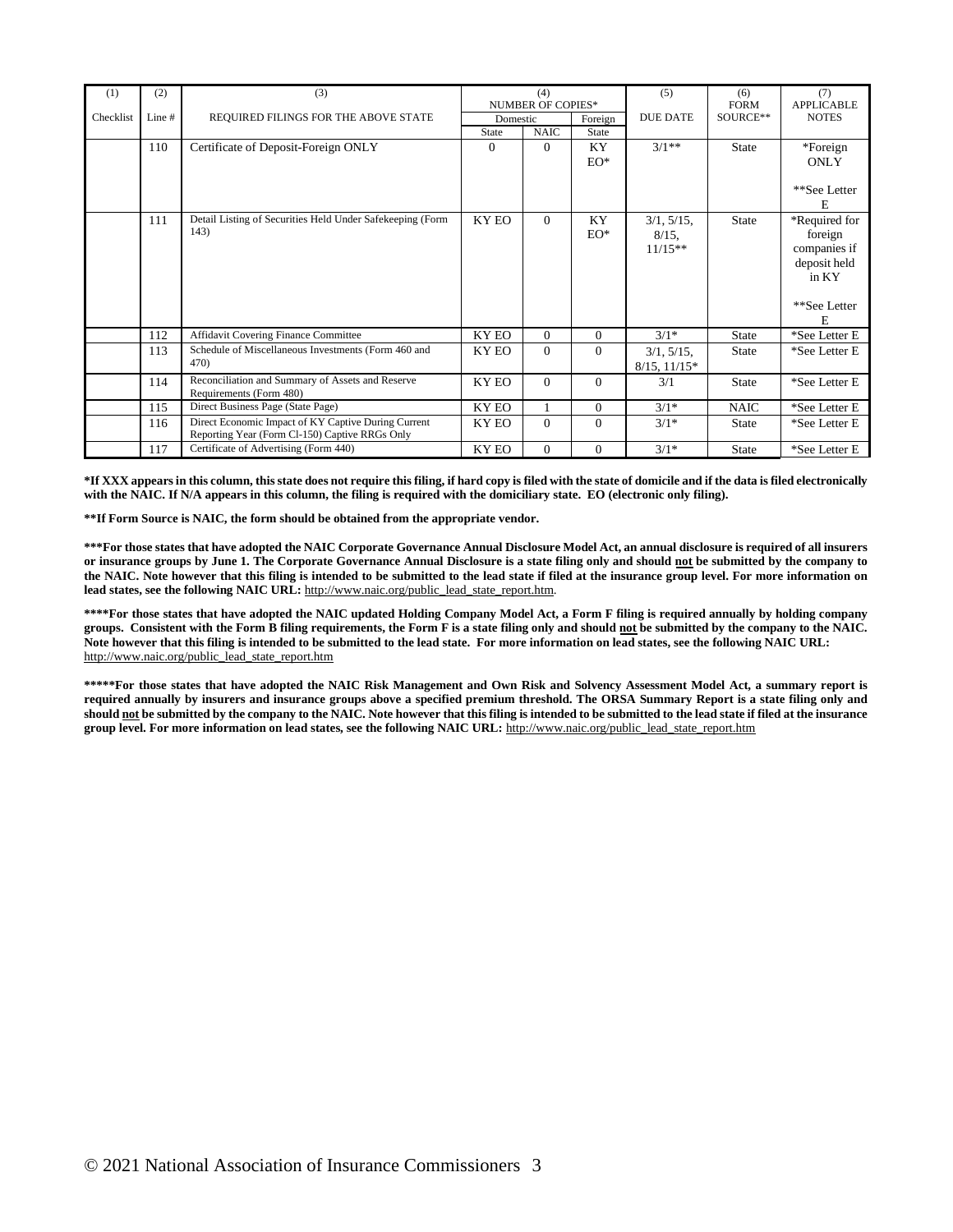| (1) | (2) | (3) | (4) | | | (5) | (6) | (7) |
|---|---|---|---|---|---|---|---|---|
| | | | NUMBER OF COPIES* | | | | FORM | APPLICABLE |
| Checklist | Line # | REQUIRED FILINGS FOR THE ABOVE STATE | Domestic | | Foreign | DUE DATE | SOURCE** | NOTES |
| | | | State | NAIC | State | | | |
| | 110 | Certificate of Deposit-Foreign ONLY | 0 | 0 | KY EO* | 3/1** | State | *Foreign ONLY<br><br>**See Letter E |
| | 111 | Detail Listing of Securities Held Under Safekeeping (Form 143) | KY EO | 0 | KY EO* | 3/1, 5/15, 8/15, 11/15** | State | *Required for foreign companies if deposit held in KY<br><br>**See Letter E |
| | 112 | Affidavit Covering Finance Committee | KY EO | 0 | 0 | 3/1* | State | *See Letter E |
| | 113 | Schedule of Miscellaneous Investments (Form 460 and 470) | KY EO | 0 | 0 | 3/1, 5/15, 8/15, 11/15* | State | *See Letter E |
| | 114 | Reconciliation and Summary of Assets and Reserve Requirements (Form 480) | KY EO | 0 | 0 | 3/1 | State | *See Letter E |
| | 115 | Direct Business Page (State Page) | KY EO | 1 | 0 | 3/1* | NAIC | *See Letter E |
| | 116 | Direct Economic Impact of KY Captive During Current Reporting Year (Form Cl-150) Captive RRGs Only | KY EO | 0 | 0 | 3/1* | State | *See Letter E |
| | 117 | Certificate of Advertising (Form 440) | KY EO | 0 | 0 | 3/1* | State | *See Letter E |

**\*If XXX appears in this column, this state does not require this filing, if hard copy is filed with the state of domicile and if the data is filed electronically with the NAIC. If N/A appears in this column, the filing is required with the domiciliary state. EO (electronic only filing).**

**\*\*If Form Source is NAIC, the form should be obtained from the appropriate vendor.**

**\*\*\*For those states that have adopted the NAIC Corporate Governance Annual Disclosure Model Act, an annual disclosure is required of all insurers or insurance groups by June 1. The Corporate Governance Annual Disclosure is a state filing only and should not be submitted by the company to the NAIC. Note however that this filing is intended to be submitted to the lead state if filed at the insurance group level. For more information on lead states, see the following NAIC URL:** http://www.naic.org/public_lead_state_report.htm.

**\*\*\*\*For those states that have adopted the NAIC updated Holding Company Model Act, a Form F filing is required annually by holding company groups. Consistent with the Form B filing requirements, the Form F is a state filing only and should not be submitted by the company to the NAIC. Note however that this filing is intended to be submitted to the lead state. For more information on lead states, see the following NAIC URL:** http://www.naic.org/public_lead_state_report.htm

**\*\*\*\*\*For those states that have adopted the NAIC Risk Management and Own Risk and Solvency Assessment Model Act, a summary report is required annually by insurers and insurance groups above a specified premium threshold. The ORSA Summary Report is a state filing only and should not be submitted by the company to the NAIC. Note however that this filing is intended to be submitted to the lead state if filed at the insurance group level. For more information on lead states, see the following NAIC URL:** http://www.naic.org/public_lead_state_report.htm

© 2021 National Association of Insurance Commissioners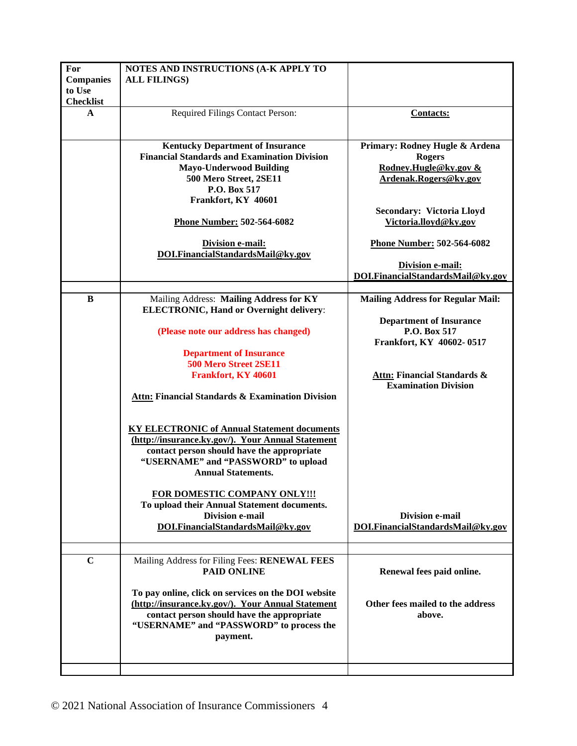| For Companies to Use Checklist | NOTES AND INSTRUCTIONS (A-K APPLY TO ALL FILINGS) | |
|---|---|---|
| **A** | Required Filings Contact Person: | **Contacts:** |
| | **Kentucky Department of Insurance**<br>**Financial Standards and Examination Division**<br>**Mayo-Underwood Building**<br>**500 Mero Street, 2SE11**<br>**P.O. Box 517**<br>**Frankfort, KY 40601**<br><br>**Phone Number: 502-564-6082**<br><br>**Division e-mail:**<br>**DOI.FinancialStandardsMail@ky.gov** | **Primary: Rodney Hugle & Ardena Rogers**<br>**Rodney.Hugle@ky.gov & Ardenak.Rogers@ky.gov**<br><br>**Secondary: Victoria Lloyd**<br>**Victoria.lloyd@ky.gov**<br><br>**Phone Number: 502-564-6082**<br><br>**Division e-mail:**<br>**DOI.FinancialStandardsMail@ky.gov** |
| | | |
| **B** | Mailing Address: **Mailing Address for KY ELECTRONIC, Hand or Overnight delivery**:<br><br>**(Please note our address has changed)**<br><br>**Department of Insurance**<br>**500 Mero Street 2SE11**<br>**Frankfort, KY 40601**<br><br>**Attn: Financial Standards & Examination Division**<br><br>**KY ELECTRONIC of Annual Statement documents (http://insurance.ky.gov/). Your Annual Statement contact person should have the appropriate "USERNAME" and "PASSWORD" to upload Annual Statements.**<br><br>**FOR DOMESTIC COMPANY ONLY!!!**<br>**To upload their Annual Statement documents.**<br>**Division e-mail**<br>**DOI.FinancialStandardsMail@ky.gov** | **Mailing Address for Regular Mail:**<br><br>**Department of Insurance**<br>**P.O. Box 517**<br>**Frankfort, KY 40602- 0517**<br><br>**Attn: Financial Standards & Examination Division**<br><br>**Division e-mail**<br>**DOI.FinancialStandardsMail@ky.gov** |
| | | |
| **C** | Mailing Address for Filing Fees: **RENEWAL FEES PAID ONLINE**<br><br>**To pay online, click on services on the DOI website (http://insurance.ky.gov/). Your Annual Statement contact person should have the appropriate "USERNAME" and "PASSWORD" to process the payment.** | **Renewal fees paid online.**<br><br>**Other fees mailed to the address above.** |
| | | |

© 2021 National Association of Insurance Commissioners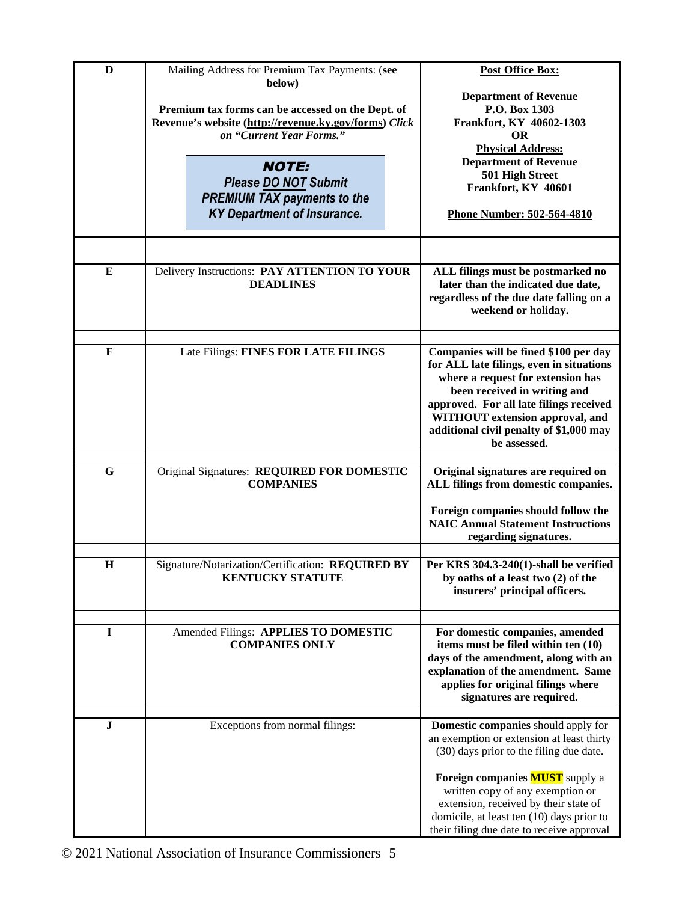| | | |
|---|---|---|
| **D** | Mailing Address for Premium Tax Payments: (**see below**)<br><br>**Premium tax forms can be accessed on the Dept. of Revenue's website (http://revenue.ky.gov/forms)** ***Click on "Current Year Forms."***<br><br>***NOTE: Please DO NOT Submit PREMIUM TAX payments to the KY Department of Insurance.*** | **Post Office Box:**<br><br>**Department of Revenue**<br>**P.O. Box 1303**<br>**Frankfort, KY 40602-1303**<br>**OR**<br>**Physical Address:**<br>**Department of Revenue**<br>**501 High Street**<br>**Frankfort, KY 40601**<br><br>**Phone Number: 502-564-4810** |
| | | |
| **E** | Delivery Instructions: **PAY ATTENTION TO YOUR DEADLINES** | **ALL filings must be postmarked no later than the indicated due date, regardless of the due date falling on a weekend or holiday.** |
| | | |
| **F** | Late Filings: **FINES FOR LATE FILINGS** | **Companies will be fined $100 per day for ALL late filings, even in situations where a request for extension has been received in writing and approved. For all late filings received WITHOUT extension approval, and additional civil penalty of $1,000 may be assessed.** |
| | | |
| **G** | Original Signatures: **REQUIRED FOR DOMESTIC COMPANIES** | **Original signatures are required on ALL filings from domestic companies.**<br><br>**Foreign companies should follow the NAIC Annual Statement Instructions regarding signatures.** |
| | | |
| **H** | Signature/Notarization/Certification: **REQUIRED BY KENTUCKY STATUTE** | **Per KRS 304.3-240(1)-shall be verified by oaths of a least two (2) of the insurers' principal officers.** |
| | | |
| **I** | Amended Filings: **APPLIES TO DOMESTIC COMPANIES ONLY** | **For domestic companies, amended items must be filed within ten (10) days of the amendment, along with an explanation of the amendment. Same applies for original filings where signatures are required.** |
| | | |
| **J** | Exceptions from normal filings: | **Domestic companies** should apply for an exemption or extension at least thirty (30) days prior to the filing due date.<br><br>**Foreign companies MUST** supply a written copy of any exemption or extension, received by their state of domicile, at least ten (10) days prior to their filing due date to receive approval |

© 2021 National Association of Insurance Commissioners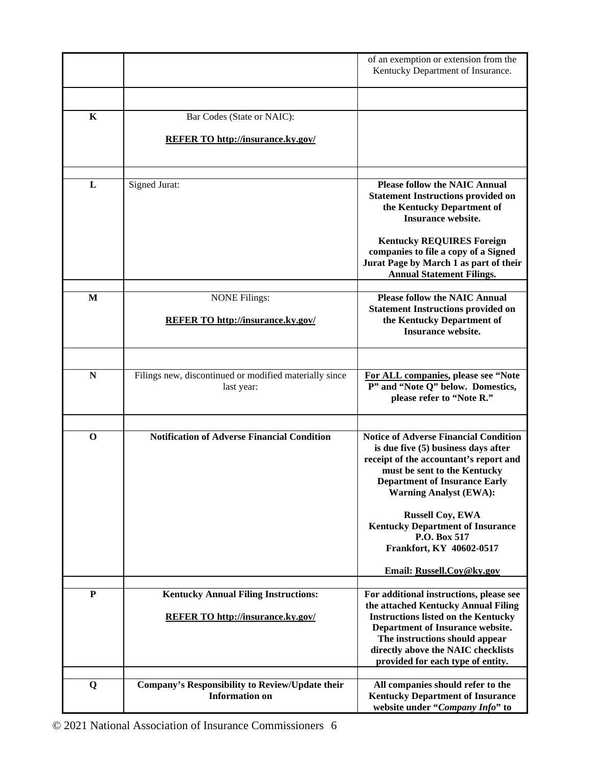| | | |
|---|---|---|
| | | of an exemption or extension from the Kentucky Department of Insurance. |
| | | |
| K | Bar Codes (State or NAIC):<br><br>**REFER TO http://insurance.ky.gov/** | |
| | | |
| L | Signed Jurat: | **Please follow the NAIC Annual Statement Instructions provided on the Kentucky Department of Insurance website.**<br><br>**Kentucky REQUIRES Foreign companies to file a copy of a Signed Jurat Page by March 1 as part of their Annual Statement Filings.** |
| | | |
| M | NONE Filings:<br><br>**REFER TO http://insurance.ky.gov/** | **Please follow the NAIC Annual Statement Instructions provided on the Kentucky Department of Insurance website.** |
| | | |
| N | Filings new, discontinued or modified materially since last year: | **For ALL companies, please see "Note P" and "Note Q" below. Domestics, please refer to "Note R."** |
| | | |
| O | **Notification of Adverse Financial Condition** | **Notice of Adverse Financial Condition is due five (5) business days after receipt of the accountant's report and must be sent to the Kentucky Department of Insurance Early Warning Analyst (EWA):**<br><br>**Russell Coy, EWA**<br>**Kentucky Department of Insurance**<br>**P.O. Box 517**<br>**Frankfort, KY 40602-0517**<br><br>**Email: Russell.Coy@ky.gov** |
| | | |
| P | **Kentucky Annual Filing Instructions:**<br><br>**REFER TO http://insurance.ky.gov/** | **For additional instructions, please see the attached Kentucky Annual Filing Instructions listed on the Kentucky Department of Insurance website. The instructions should appear directly above the NAIC checklists provided for each type of entity.** |
| | | |
| Q | **Company's Responsibility to Review/Update their Information on** | **All companies should refer to the Kentucky Department of Insurance website under "*Company Info*" to** |

© 2021 National Association of Insurance Commissioners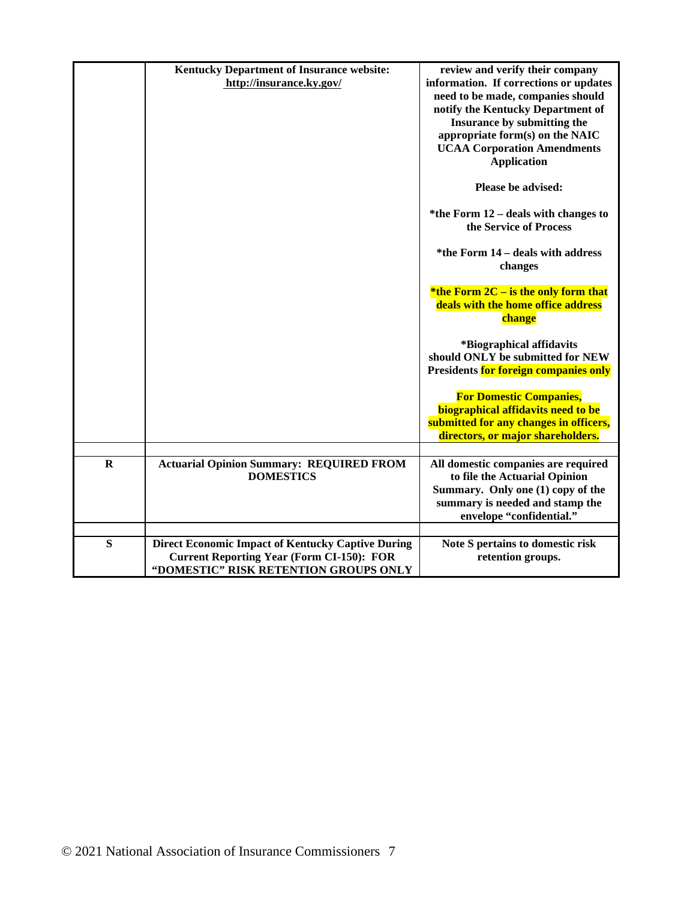| | | |
|---|---|---|
| | **Kentucky Department of Insurance website:** **http://insurance.ky.gov/** | **review and verify their company information. If corrections or updates need to be made, companies should notify the Kentucky Department of Insurance by submitting the appropriate form(s) on the NAIC UCAA Corporation Amendments Application**<br><br>**Please be advised:**<br><br>**\*the Form 12 – deals with changes to the Service of Process**<br><br>**\*the Form 14 – deals with address changes**<br><br>**\*the Form 2C – is the only form that deals with the home office address change**<br><br>**\*Biographical affidavits should ONLY be submitted for NEW Presidents for foreign companies only**<br><br>**For Domestic Companies, biographical affidavits need to be submitted for any changes in officers, directors, or major shareholders.** |
| | | |
| **R** | **Actuarial Opinion Summary: REQUIRED FROM DOMESTICS** | **All domestic companies are required to file the Actuarial Opinion Summary. Only one (1) copy of the summary is needed and stamp the envelope "confidential."** |
| | | |
| **S** | **Direct Economic Impact of Kentucky Captive During Current Reporting Year (Form CI-150): FOR "DOMESTIC" RISK RETENTION GROUPS ONLY** | **Note S pertains to domestic risk retention groups.** |

© 2021 National Association of Insurance Commissioners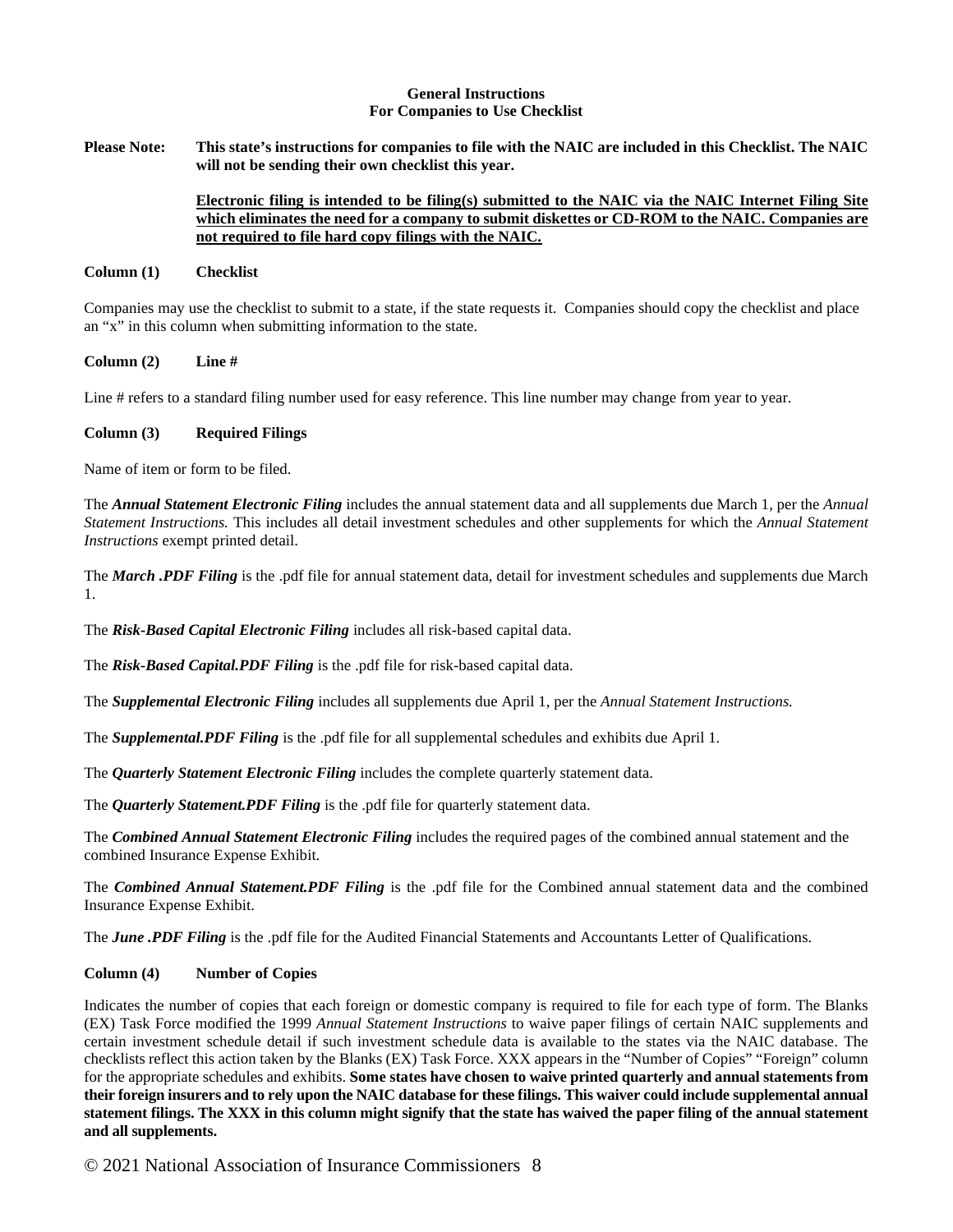**General Instructions**
**For Companies to Use Checklist**

**Please Note:** **This state's instructions for companies to file with the NAIC are included in this Checklist. The NAIC will not be sending their own checklist this year.**

**Electronic filing is intended to be filing(s) submitted to the NAIC via the NAIC Internet Filing Site which eliminates the need for a company to submit diskettes or CD-ROM to the NAIC. Companies are not required to file hard copy filings with the NAIC.**

**Column (1) Checklist**

Companies may use the checklist to submit to a state, if the state requests it. Companies should copy the checklist and place an "x" in this column when submitting information to the state.

**Column (2) Line #**

Line # refers to a standard filing number used for easy reference. This line number may change from year to year.

**Column (3) Required Filings**

Name of item or form to be filed.

The ***Annual Statement Electronic Filing*** includes the annual statement data and all supplements due March 1, per the *Annual Statement Instructions.* This includes all detail investment schedules and other supplements for which the *Annual Statement Instructions* exempt printed detail.

The ***March .PDF Filing*** is the .pdf file for annual statement data, detail for investment schedules and supplements due March 1.

The ***Risk-Based Capital Electronic Filing*** includes all risk-based capital data.

The ***Risk-Based Capital.PDF Filing*** is the .pdf file for risk-based capital data.

The ***Supplemental Electronic Filing*** includes all supplements due April 1, per the *Annual Statement Instructions.*

The ***Supplemental.PDF Filing*** is the .pdf file for all supplemental schedules and exhibits due April 1.

The ***Quarterly Statement Electronic Filing*** includes the complete quarterly statement data.

The ***Quarterly Statement.PDF Filing*** is the .pdf file for quarterly statement data.

The ***Combined Annual Statement Electronic Filing*** includes the required pages of the combined annual statement and the combined Insurance Expense Exhibit.

The ***Combined Annual Statement.PDF Filing*** is the .pdf file for the Combined annual statement data and the combined Insurance Expense Exhibit.

The ***June .PDF Filing*** is the .pdf file for the Audited Financial Statements and Accountants Letter of Qualifications.

**Column (4) Number of Copies**

Indicates the number of copies that each foreign or domestic company is required to file for each type of form. The Blanks (EX) Task Force modified the 1999 *Annual Statement Instructions* to waive paper filings of certain NAIC supplements and certain investment schedule detail if such investment schedule data is available to the states via the NAIC database. The checklists reflect this action taken by the Blanks (EX) Task Force. XXX appears in the "Number of Copies" "Foreign" column for the appropriate schedules and exhibits. **Some states have chosen to waive printed quarterly and annual statements from their foreign insurers and to rely upon the NAIC database for these filings. This waiver could include supplemental annual statement filings. The XXX in this column might signify that the state has waived the paper filing of the annual statement and all supplements.**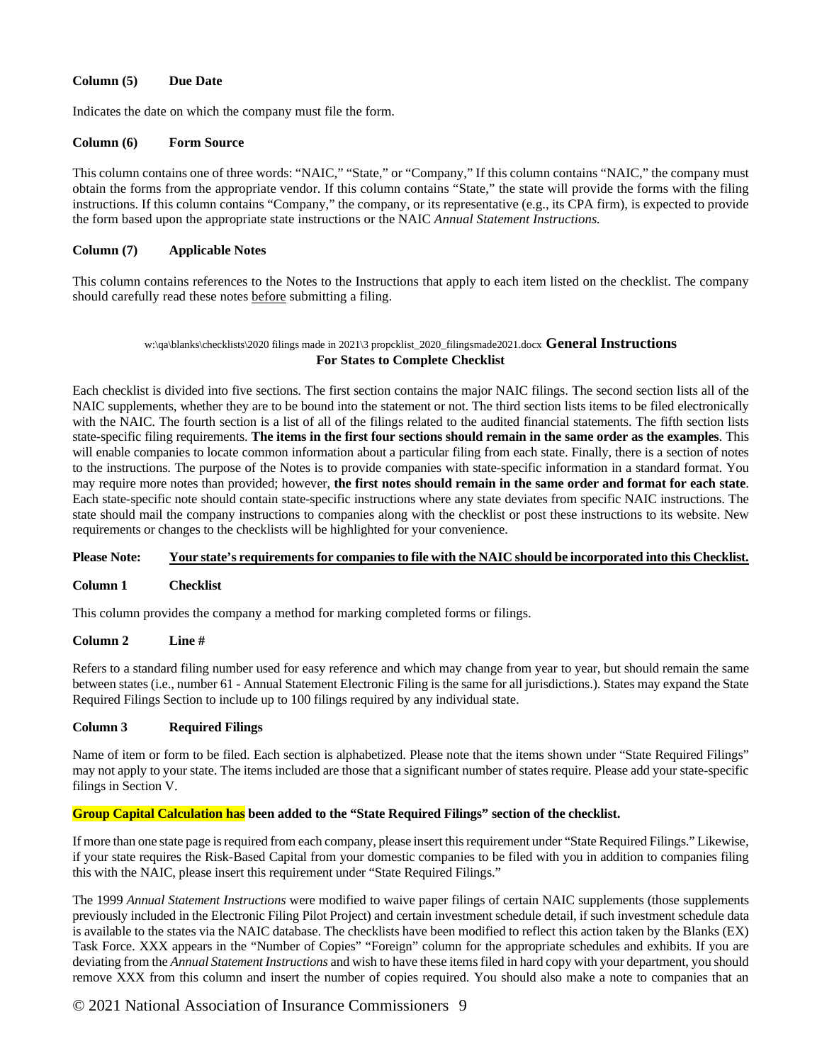**Column (5) Due Date**

Indicates the date on which the company must file the form.

**Column (6) Form Source**

This column contains one of three words: "NAIC," "State," or "Company," If this column contains "NAIC," the company must obtain the forms from the appropriate vendor. If this column contains "State," the state will provide the forms with the filing instructions. If this column contains "Company," the company, or its representative (e.g., its CPA firm), is expected to provide the form based upon the appropriate state instructions or the NAIC *Annual Statement Instructions.*

**Column (7) Applicable Notes**

This column contains references to the Notes to the Instructions that apply to each item listed on the checklist. The company should carefully read these notes before submitting a filing.

w:\qa\blanks\checklists\2020 filings made in 2021\3 propcklist_2020_filingsmade2021.docx **General Instructions**

**For States to Complete Checklist**

Each checklist is divided into five sections. The first section contains the major NAIC filings. The second section lists all of the NAIC supplements, whether they are to be bound into the statement or not. The third section lists items to be filed electronically with the NAIC. The fourth section is a list of all of the filings related to the audited financial statements. The fifth section lists state-specific filing requirements. **The items in the first four sections should remain in the same order as the examples**. This will enable companies to locate common information about a particular filing from each state. Finally, there is a section of notes to the instructions. The purpose of the Notes is to provide companies with state-specific information in a standard format. You may require more notes than provided; however, **the first notes should remain in the same order and format for each state**. Each state-specific note should contain state-specific instructions where any state deviates from specific NAIC instructions. The state should mail the company instructions to companies along with the checklist or post these instructions to its website. New requirements or changes to the checklists will be highlighted for your convenience.

**Please Note: Your state's requirements for companies to file with the NAIC should be incorporated into this Checklist.**

**Column 1 Checklist**

This column provides the company a method for marking completed forms or filings.

**Column 2 Line #**

Refers to a standard filing number used for easy reference and which may change from year to year, but should remain the same between states (i.e., number 61 - Annual Statement Electronic Filing is the same for all jurisdictions.). States may expand the State Required Filings Section to include up to 100 filings required by any individual state.

**Column 3 Required Filings**

Name of item or form to be filed. Each section is alphabetized. Please note that the items shown under "State Required Filings" may not apply to your state. The items included are those that a significant number of states require. Please add your state-specific filings in Section V.

**Group Capital Calculation has been added to the "State Required Filings" section of the checklist.**

If more than one state page is required from each company, please insert this requirement under "State Required Filings." Likewise, if your state requires the Risk-Based Capital from your domestic companies to be filed with you in addition to companies filing this with the NAIC, please insert this requirement under "State Required Filings."

The 1999 *Annual Statement Instructions* were modified to waive paper filings of certain NAIC supplements (those supplements previously included in the Electronic Filing Pilot Project) and certain investment schedule detail, if such investment schedule data is available to the states via the NAIC database. The checklists have been modified to reflect this action taken by the Blanks (EX) Task Force. XXX appears in the "Number of Copies" "Foreign" column for the appropriate schedules and exhibits. If you are deviating from the *Annual Statement Instructions* and wish to have these items filed in hard copy with your department, you should remove XXX from this column and insert the number of copies required. You should also make a note to companies that an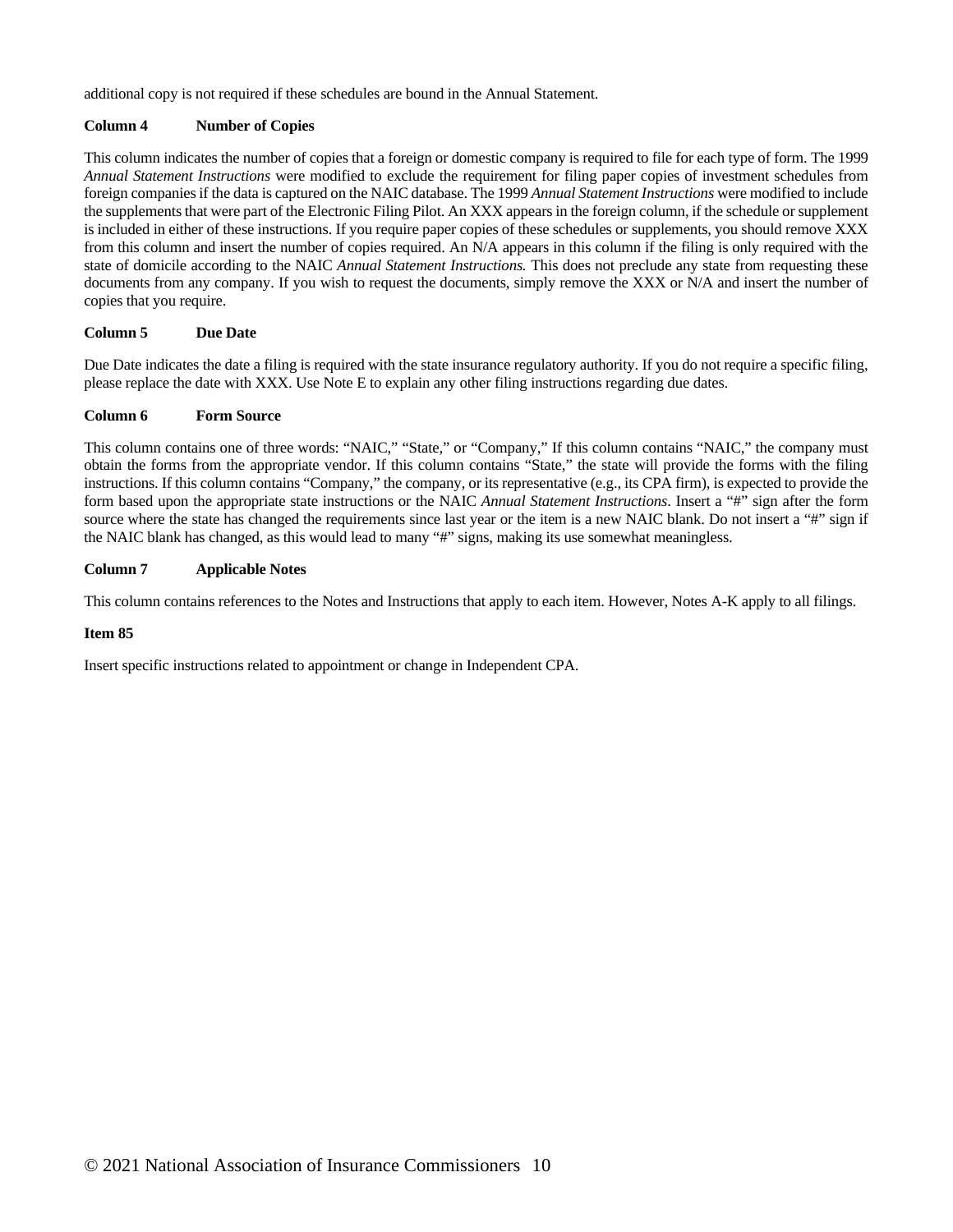additional copy is not required if these schedules are bound in the Annual Statement.

**Column 4 Number of Copies**

This column indicates the number of copies that a foreign or domestic company is required to file for each type of form. The 1999 *Annual Statement Instructions* were modified to exclude the requirement for filing paper copies of investment schedules from foreign companies if the data is captured on the NAIC database. The 1999 *Annual Statement Instructions* were modified to include the supplements that were part of the Electronic Filing Pilot. An XXX appears in the foreign column, if the schedule or supplement is included in either of these instructions. If you require paper copies of these schedules or supplements, you should remove XXX from this column and insert the number of copies required. An N/A appears in this column if the filing is only required with the state of domicile according to the NAIC *Annual Statement Instructions.* This does not preclude any state from requesting these documents from any company. If you wish to request the documents, simply remove the XXX or N/A and insert the number of copies that you require.

**Column 5 Due Date**

Due Date indicates the date a filing is required with the state insurance regulatory authority. If you do not require a specific filing, please replace the date with XXX. Use Note E to explain any other filing instructions regarding due dates.

**Column 6 Form Source**

This column contains one of three words: "NAIC," "State," or "Company," If this column contains "NAIC," the company must obtain the forms from the appropriate vendor. If this column contains "State," the state will provide the forms with the filing instructions. If this column contains "Company," the company, or its representative (e.g., its CPA firm), is expected to provide the form based upon the appropriate state instructions or the NAIC *Annual Statement Instructions*. Insert a "#" sign after the form source where the state has changed the requirements since last year or the item is a new NAIC blank. Do not insert a "#" sign if the NAIC blank has changed, as this would lead to many "#" signs, making its use somewhat meaningless.

**Column 7 Applicable Notes**

This column contains references to the Notes and Instructions that apply to each item. However, Notes A-K apply to all filings.

**Item 85**

Insert specific instructions related to appointment or change in Independent CPA.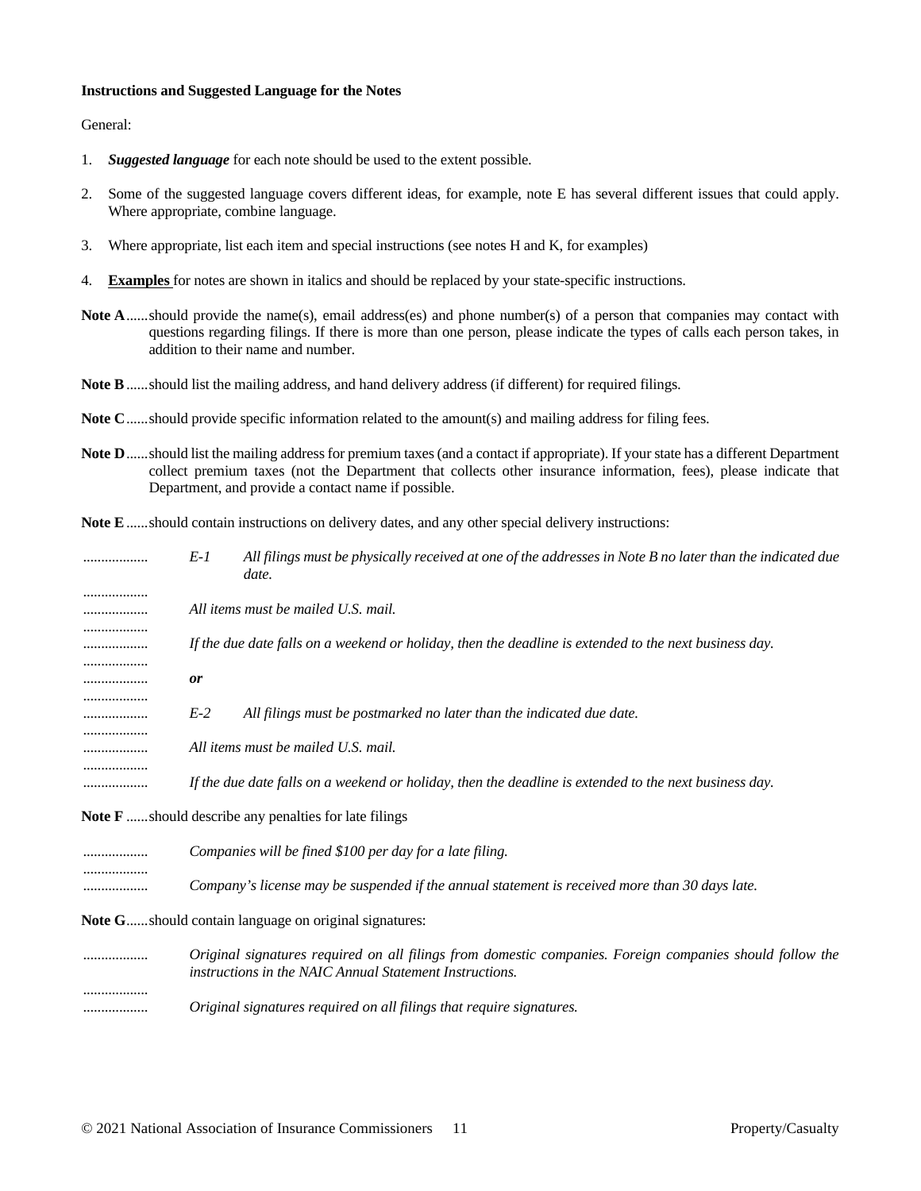**Instructions and Suggested Language for the Notes**

General:

1. ***Suggested language*** for each note should be used to the extent possible.

2. Some of the suggested language covers different ideas, for example, note E has several different issues that could apply. Where appropriate, combine language.

3. Where appropriate, list each item and special instructions (see notes H and K, for examples)

4. **Examples** for notes are shown in italics and should be replaced by your state-specific instructions.

**Note A**......should provide the name(s), email address(es) and phone number(s) of a person that companies may contact with questions regarding filings. If there is more than one person, please indicate the types of calls each person takes, in addition to their name and number.

**Note B**......should list the mailing address, and hand delivery address (if different) for required filings.

**Note C**......should provide specific information related to the amount(s) and mailing address for filing fees.

**Note D**......should list the mailing address for premium taxes (and a contact if appropriate). If your state has a different Department collect premium taxes (not the Department that collects other insurance information, fees), please indicate that Department, and provide a contact name if possible.

**Note E**......should contain instructions on delivery dates, and any other special delivery instructions:

*E-1 All filings must be physically received at one of the addresses in Note B no later than the indicated due date.*

*All items must be mailed U.S. mail.*

*If the due date falls on a weekend or holiday, then the deadline is extended to the next business day.*

***or***

*E-2 All filings must be postmarked no later than the indicated due date.*

*All items must be mailed U.S. mail.*

*If the due date falls on a weekend or holiday, then the deadline is extended to the next business day.*

**Note F**......should describe any penalties for late filings

*Companies will be fined $100 per day for a late filing.*

*Company's license may be suspended if the annual statement is received more than 30 days late.*

**Note G**......should contain language on original signatures:

*Original signatures required on all filings from domestic companies. Foreign companies should follow the instructions in the NAIC Annual Statement Instructions.*

*Original signatures required on all filings that require signatures.*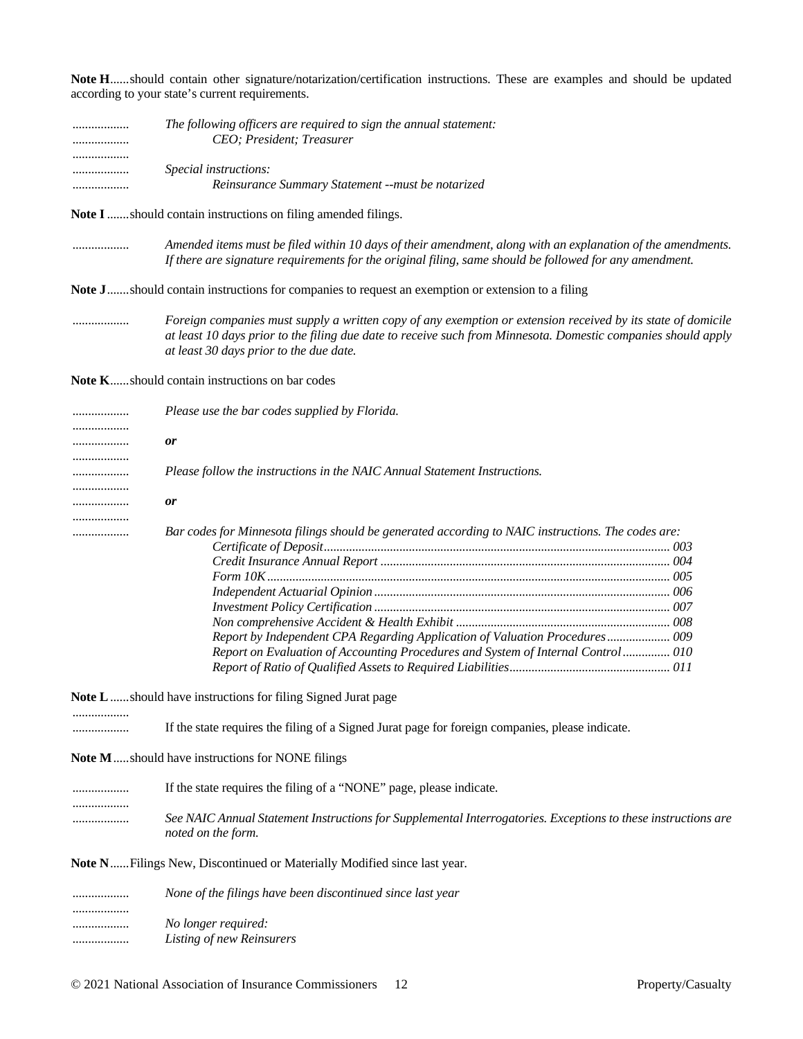**Note H**......should contain other signature/notarization/certification instructions. These are examples and should be updated according to your state's current requirements.

.................. *The following officers are required to sign the annual statement:*
.................. *CEO; President; Treasurer*
..................
.................. *Special instructions:*
.................. *Reinsurance Summary Statement --must be notarized*

**Note I** .......should contain instructions on filing amended filings.

.................. *Amended items must be filed within 10 days of their amendment, along with an explanation of the amendments. If there are signature requirements for the original filing, same should be followed for any amendment.*

**Note J**.......should contain instructions for companies to request an exemption or extension to a filing

.................. *Foreign companies must supply a written copy of any exemption or extension received by its state of domicile at least 10 days prior to the filing due date to receive such from Minnesota. Domestic companies should apply at least 30 days prior to the due date.*

**Note K**......should contain instructions on bar codes

.................. *Please use the bar codes supplied by Florida.*
..................
.................. ***or***
..................
.................. *Please follow the instructions in the NAIC Annual Statement Instructions.*
..................
.................. ***or***
..................
.................. *Bar codes for Minnesota filings should be generated according to NAIC instructions. The codes are:*

| | |
|---|---|
| *Certificate of Deposit* | *003* |
| *Credit Insurance Annual Report* | *004* |
| *Form 10K* | *005* |
| *Independent Actuarial Opinion* | *006* |
| *Investment Policy Certification* | *007* |
| *Non comprehensive Accident & Health Exhibit* | *008* |
| *Report by Independent CPA Regarding Application of Valuation Procedures* | *009* |
| *Report on Evaluation of Accounting Procedures and System of Internal Control* | *010* |
| *Report of Ratio of Qualified Assets to Required Liabilities* | *011* |

**Note L** ......should have instructions for filing Signed Jurat page

..................
.................. If the state requires the filing of a Signed Jurat page for foreign companies, please indicate.

**Note M**.....should have instructions for NONE filings

.................. If the state requires the filing of a "NONE" page, please indicate.
..................
.................. *See NAIC Annual Statement Instructions for Supplemental Interrogatories. Exceptions to these instructions are noted on the form.*

**Note N**......Filings New, Discontinued or Materially Modified since last year.

.................. *None of the filings have been discontinued since last year*
..................
.................. *No longer required:*
.................. *Listing of new Reinsurers*